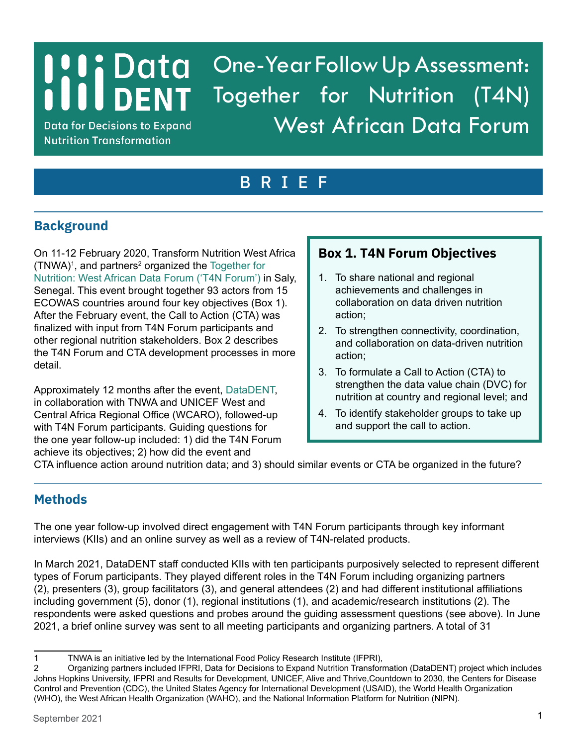# One-Year Follow Up Assessment: Together for Nutrition (T4N) West African Data Forum

Data DENT — Data for Decisions to Expand Nutrition Transformation

## BRIEF

## Background

On 11-12 February 2020, Transform Nutrition West Africa (TNWA)[1], and partners[2] organized the Together for Nutrition: West African Data Forum ('T4N Forum') in Saly, Senegal. This event brought together 93 actors from 15 ECOWAS countries around four key objectives (Box 1). After the February event, the Call to Action (CTA) was finalized with input from T4N Forum participants and other regional nutrition stakeholders. Box 2 describes the T4N Forum and CTA development processes in more detail.

Approximately 12 months after the event, DataDENT, in collaboration with TNWA and UNICEF West and Central Africa Regional Office (WCARO), followed-up with T4N Forum participants. Guiding questions for the one year follow-up included: 1) did the T4N Forum achieve its objectives; 2) how did the event and CTA influence action around nutrition data; and 3) should similar events or CTA be organized in the future?

> **Box 1. T4N Forum Objectives**
>
> 1. To share national and regional achievements and challenges in collaboration on data driven nutrition action;
> 2. To strengthen connectivity, coordination, and collaboration on data-driven nutrition action;
> 3. To formulate a Call to Action (CTA) to strengthen the data value chain (DVC) for nutrition at country and regional level; and
> 4. To identify stakeholder groups to take up and support the call to action.

## Methods

The one year follow-up involved direct engagement with T4N Forum participants through key informant interviews (KIIs) and an online survey as well as a review of T4N-related products.

In March 2021, DataDENT staff conducted KIIs with ten participants purposively selected to represent different types of Forum participants. They played different roles in the T4N Forum including organizing partners (2), presenters (3), group facilitators (3), and general attendees (2) and had different institutional affiliations including government (5), donor (1), regional institutions (1), and academic/research institutions (2). The respondents were asked questions and probes around the guiding assessment questions (see above). In June 2021, a brief online survey was sent to all meeting participants and organizing partners. A total of 31

---

1 TNWA is an initiative led by the International Food Policy Research Institute (IFPRI),

2 Organizing partners included IFPRI, Data for Decisions to Expand Nutrition Transformation (DataDENT) project which includes Johns Hopkins University, IFPRI and Results for Development, UNICEF, Alive and Thrive,Countdown to 2030, the Centers for Disease Control and Prevention (CDC), the United States Agency for International Development (USAID), the World Health Organization (WHO), the West African Health Organization (WAHO), and the National Information Platform for Nutrition (NIPN).

September 2021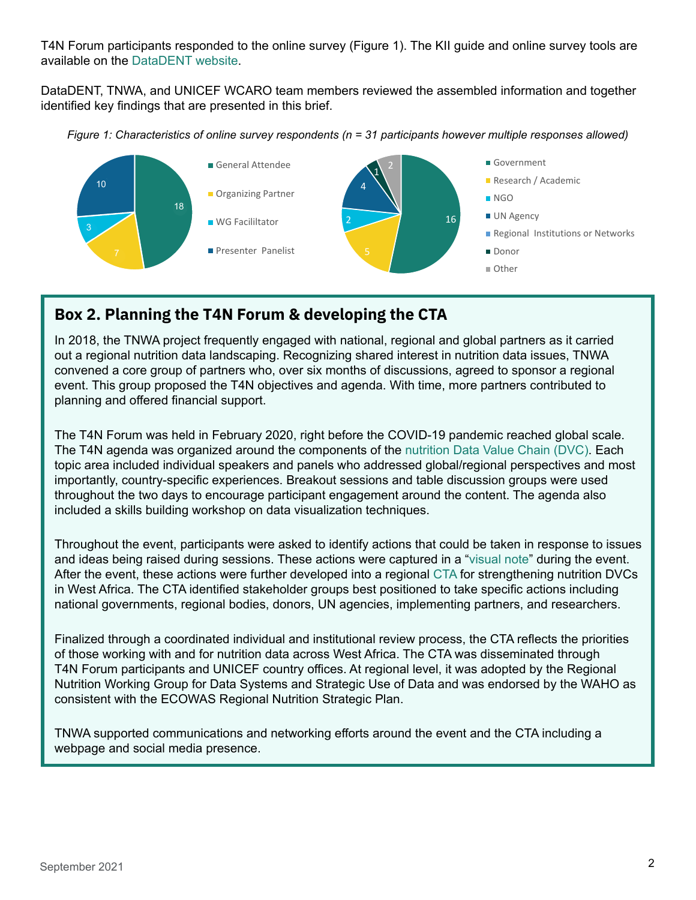T4N Forum participants responded to the online survey (Figure 1). The KII guide and online survey tools are available on the DataDENT website.

DataDENT, TNWA, and UNICEF WCARO team members reviewed the assembled information and together identified key findings that are presented in this brief.

*Figure 1: Characteristics of online survey respondents (n = 31 participants however multiple responses allowed)*

| Role | n |
|---|---|
| General Attendee | 18 |
| Organizing Partner | 7 |
| WG Facililtator | 3 |
| Presenter Panelist | 10 |

| Organization type | n |
|---|---|
| Government | 16 |
| Research / Academic | 5 |
| NGO | 2 |
| UN Agency | 4 |
| Regional Institutions or Networks | |
| Donor | 1 |
| Other | 2 |

## Box 2. Planning the T4N Forum & developing the CTA

In 2018, the TNWA project frequently engaged with national, regional and global partners as it carried out a regional nutrition data landscaping. Recognizing shared interest in nutrition data issues, TNWA convened a core group of partners who, over six months of discussions, agreed to sponsor a regional event. This group proposed the T4N objectives and agenda. With time, more partners contributed to planning and offered financial support.

The T4N Forum was held in February 2020, right before the COVID-19 pandemic reached global scale. The T4N agenda was organized around the components of the nutrition Data Value Chain (DVC). Each topic area included individual speakers and panels who addressed global/regional perspectives and most importantly, country-specific experiences. Breakout sessions and table discussion groups were used throughout the two days to encourage participant engagement around the content. The agenda also included a skills building workshop on data visualization techniques.

Throughout the event, participants were asked to identify actions that could be taken in response to issues and ideas being raised during sessions. These actions were captured in a "visual note" during the event. After the event, these actions were further developed into a regional CTA for strengthening nutrition DVCs in West Africa. The CTA identified stakeholder groups best positioned to take specific actions including national governments, regional bodies, donors, UN agencies, implementing partners, and researchers.

Finalized through a coordinated individual and institutional review process, the CTA reflects the priorities of those working with and for nutrition data across West Africa. The CTA was disseminated through T4N Forum participants and UNICEF country offices. At regional level, it was adopted by the Regional Nutrition Working Group for Data Systems and Strategic Use of Data and was endorsed by the WAHO as consistent with the ECOWAS Regional Nutrition Strategic Plan.

TNWA supported communications and networking efforts around the event and the CTA including a webpage and social media presence.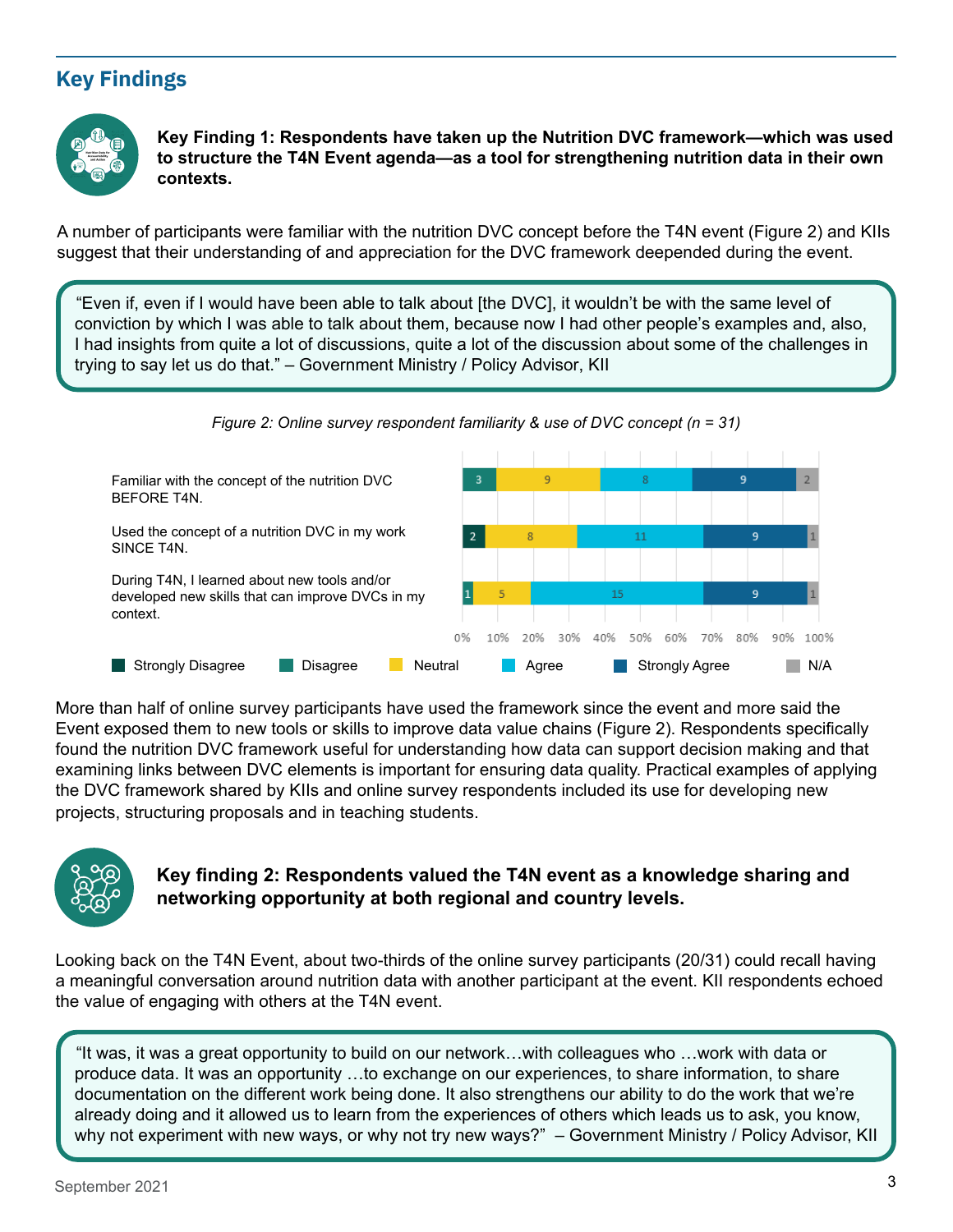## Key Findings

**Key Finding 1: Respondents have taken up the Nutrition DVC framework—which was used to structure the T4N Event agenda—as a tool for strengthening nutrition data in their own contexts.**

A number of participants were familiar with the nutrition DVC concept before the T4N event (Figure 2) and KIIs suggest that their understanding of and appreciation for the DVC framework deepended during the event.

> "Even if, even if I would have been able to talk about [the DVC], it wouldn't be with the same level of conviction by which I was able to talk about them, because now I had other people's examples and, also, I had insights from quite a lot of discussions, quite a lot of the discussion about some of the challenges in trying to say let us do that." – Government Ministry / Policy Advisor, KII

*Figure 2: Online survey respondent familiarity & use of DVC concept (n = 31)*

| | Strongly Disagree | Disagree | Neutral | Agree | Strongly Agree | N/A |
|---|---|---|---|---|---|---|
| Familiar with the concept of the nutrition DVC BEFORE T4N. | | 3 | 9 | 8 | 9 | 2 |
| Used the concept of a nutrition DVC in my work SINCE T4N. | 2 | | 8 | 11 | 9 | 1 |
| During T4N, I learned about new tools and/or developed new skills that can improve DVCs in my context. | | 1 | 5 | 15 | 9 | 1 |

More than half of online survey participants have used the framework since the event and more said the Event exposed them to new tools or skills to improve data value chains (Figure 2). Respondents specifically found the nutrition DVC framework useful for understanding how data can support decision making and that examining links between DVC elements is important for ensuring data quality. Practical examples of applying the DVC framework shared by KIIs and online survey respondents included its use for developing new projects, structuring proposals and in teaching students.

**Key finding 2: Respondents valued the T4N event as a knowledge sharing and networking opportunity at both regional and country levels.**

Looking back on the T4N Event, about two-thirds of the online survey participants (20/31) could recall having a meaningful conversation around nutrition data with another participant at the event. KII respondents echoed the value of engaging with others at the T4N event.

> "It was, it was a great opportunity to build on our network…with colleagues who …work with data or produce data. It was an opportunity …to exchange on our experiences, to share information, to share documentation on the different work being done. It also strengthens our ability to do the work that we're already doing and it allowed us to learn from the experiences of others which leads us to ask, you know, why not experiment with new ways, or why not try new ways?" – Government Ministry / Policy Advisor, KII

September 2021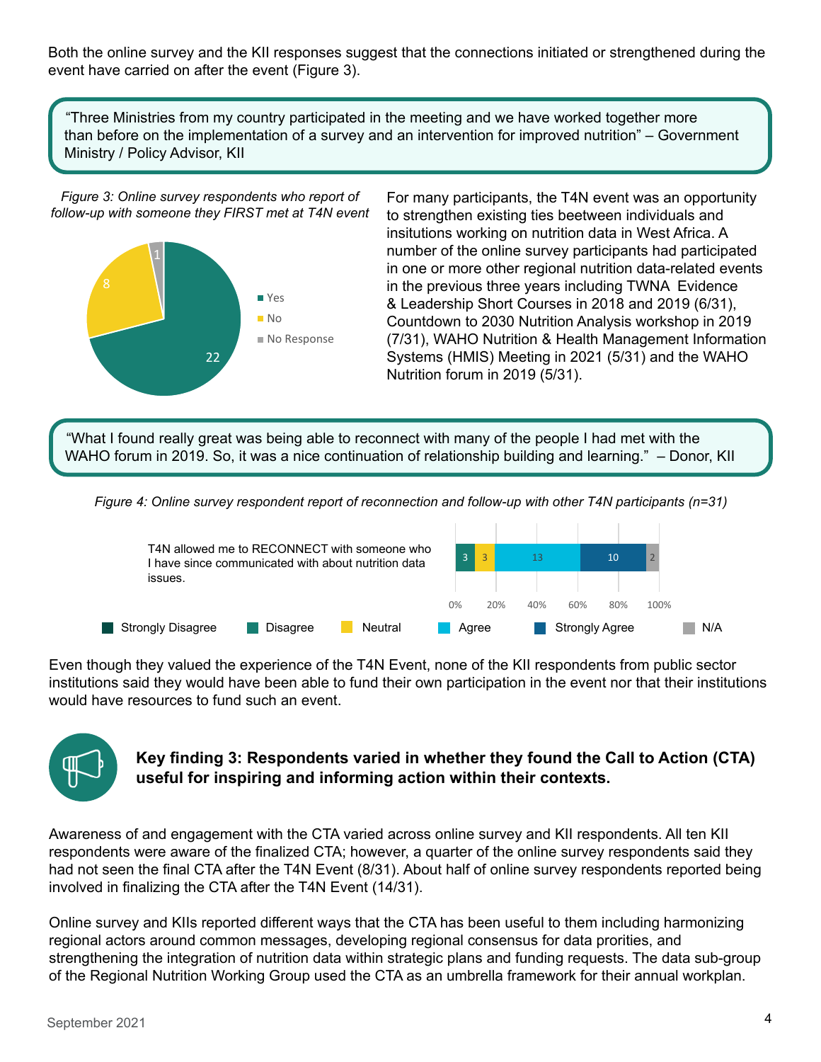Both the online survey and the KII responses suggest that the connections initiated or strengthened during the event have carried on after the event (Figure 3).

> "Three Ministries from my country participated in the meeting and we have worked together more than before on the implementation of a survey and an intervention for improved nutrition" – Government Ministry / Policy Advisor, KII

*Figure 3: Online survey respondents who report of follow-up with someone they FIRST met at T4N event*

| Response | Count |
|---|---|
| Yes | 22 |
| No | 8 |
| No Response | 1 |

For many participants, the T4N event was an opportunity to strengthen existing ties beetween individuals and insitutions working on nutrition data in West Africa. A number of the online survey participants had participated in one or more other regional nutrition data-related events in the previous three years including TWNA Evidence & Leadership Short Courses in 2018 and 2019 (6/31), Countdown to 2030 Nutrition Analysis workshop in 2019 (7/31), WAHO Nutrition & Health Management Information Systems (HMIS) Meeting in 2021 (5/31) and the WAHO Nutrition forum in 2019 (5/31).

> "What I found really great was being able to reconnect with many of the people I had met with the WAHO forum in 2019. So, it was a nice continuation of relationship building and learning." – Donor, KII

*Figure 4: Online survey respondent report of reconnection and follow-up with other T4N participants (n=31)*

| Statement | Strongly Disagree | Disagree | Neutral | Agree | Strongly Agree | N/A |
|---|---|---|---|---|---|---|
| T4N allowed me to RECONNECT with someone who I have since communicated with about nutrition data issues. | | 3 | 3 | 13 | 10 | 2 |

Even though they valued the experience of the T4N Event, none of the KII respondents from public sector institutions said they would have been able to fund their own participation in the event nor that their institutions would have resources to fund such an event.

**Key finding 3: Respondents varied in whether they found the Call to Action (CTA) useful for inspiring and informing action within their contexts.**

Awareness of and engagement with the CTA varied across online survey and KII respondents. All ten KII respondents were aware of the finalized CTA; however, a quarter of the online survey respondents said they had not seen the final CTA after the T4N Event (8/31). About half of online survey respondents reported being involved in finalizing the CTA after the T4N Event (14/31).

Online survey and KIIs reported different ways that the CTA has been useful to them including harmonizing regional actors around common messages, developing regional consensus for data prorities, and strengthening the integration of nutrition data within strategic plans and funding requests. The data sub-group of the Regional Nutrition Working Group used the CTA as an umbrella framework for their annual workplan.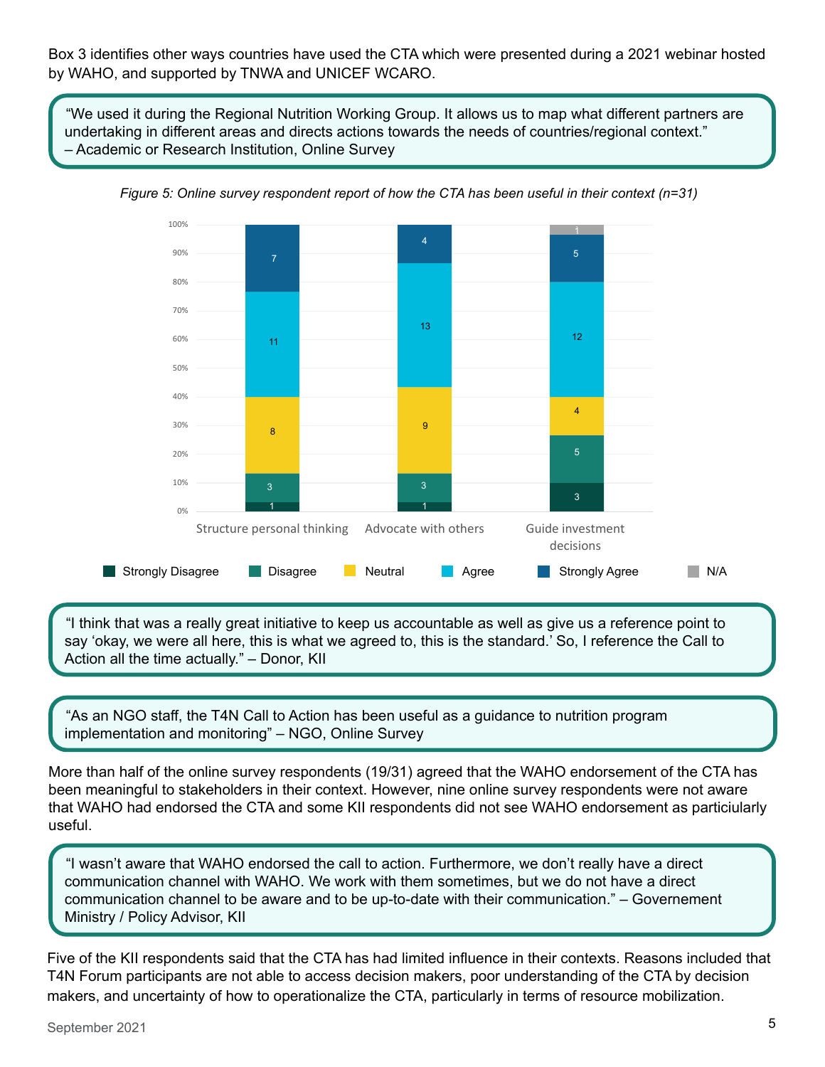Box 3 identifies other ways countries have used the CTA which were presented during a 2021 webinar hosted by WAHO, and supported by TNWA and UNICEF WCARO.

> "We used it during the Regional Nutrition Working Group. It allows us to map what different partners are undertaking in different areas and directs actions towards the needs of countries/regional context." – Academic or Research Institution, Online Survey

*Figure 5: Online survey respondent report of how the CTA has been useful in their context (n=31)*

| | Strongly Disagree | Disagree | Neutral | Agree | Strongly Agree | N/A |
|---|---|---|---|---|---|---|
| Structure personal thinking | 1 | 3 | 8 | 11 | 7 | |
| Advocate with others | 1 | 3 | 9 | 13 | 4 | |
| Guide investment decisions | 3 | 5 | 4 | 12 | 5 | 1 |

> "I think that was a really great initiative to keep us accountable as well as give us a reference point to say 'okay, we were all here, this is what we agreed to, this is the standard.' So, I reference the Call to Action all the time actually." – Donor, KII

> "As an NGO staff, the T4N Call to Action has been useful as a guidance to nutrition program implementation and monitoring" – NGO, Online Survey

More than half of the online survey respondents (19/31) agreed that the WAHO endorsement of the CTA has been meaningful to stakeholders in their context. However, nine online survey respondents were not aware that WAHO had endorsed the CTA and some KII respondents did not see WAHO endorsement as particiularly useful.

> "I wasn't aware that WAHO endorsed the call to action. Furthermore, we don't really have a direct communication channel with WAHO. We work with them sometimes, but we do not have a direct communication channel to be aware and to be up-to-date with their communication." – Governement Ministry / Policy Advisor, KII

Five of the KII respondents said that the CTA has had limited influence in their contexts. Reasons included that T4N Forum participants are not able to access decision makers, poor understanding of the CTA by decision makers, and uncertainty of how to operationalize the CTA, particularly in terms of resource mobilization.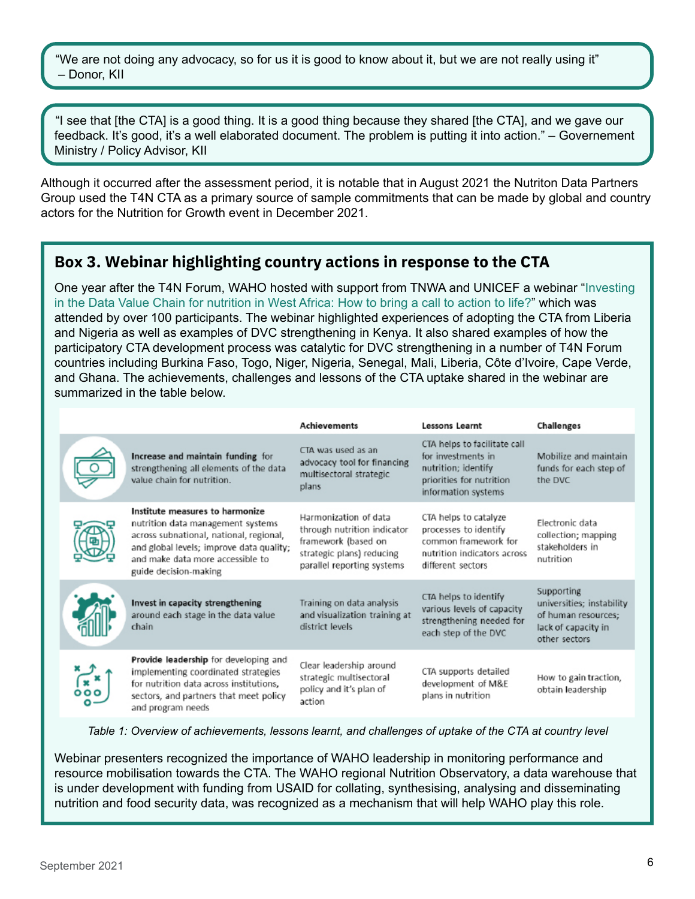"We are not doing any advocacy, so for us it is good to know about it, but we are not really using it" – Donor, KII

"I see that [the CTA] is a good thing. It is a good thing because they shared [the CTA], and we gave our feedback. It's good, it's a well elaborated document. The problem is putting it into action." – Governement Ministry / Policy Advisor, KII

Although it occurred after the assessment period, it is notable that in August 2021 the Nutriton Data Partners Group used the T4N CTA as a primary source of sample commitments that can be made by global and country actors for the Nutrition for Growth event in December 2021.

## Box 3. Webinar highlighting country actions in response to the CTA

One year after the T4N Forum, WAHO hosted with support from TNWA and UNICEF a webinar "Investing in the Data Value Chain for nutrition in West Africa: How to bring a call to action to life?" which was attended by over 100 participants. The webinar highlighted experiences of adopting the CTA from Liberia and Nigeria as well as examples of DVC strengthening in Kenya. It also shared examples of how the participatory CTA development process was catalytic for DVC strengthening in a number of T4N Forum countries including Burkina Faso, Togo, Niger, Nigeria, Senegal, Mali, Liberia, Côte d'Ivoire, Cape Verde, and Ghana. The achievements, challenges and lessons of the CTA uptake shared in the webinar are summarized in the table below.

| | Achievements | Lessons Learnt | Challenges |
|---|---|---|---|
| **Increase and maintain funding** for strengthening all elements of the data value chain for nutrition. | CTA was used as an advocacy tool for financing multisectoral strategic plans | CTA helps to facilitate call for investments in nutrition; identify priorities for nutrition information systems | Mobilize and maintain funds for each step of the DVC |
| **Institute measures to harmonize** nutrition data management systems across subnational, national, regional, and global levels; improve data quality; and make data more accessible to guide decision-making | Harmonization of data through nutrition indicator framework (based on strategic plans) reducing parallel reporting systems | CTA helps to catalyze processes to identify common framework for nutrition indicators across different sectors | Electronic data collection; mapping stakeholders in nutrition |
| **Invest in capacity strengthening** around each stage in the data value chain | Training on data analysis and visualization training at district levels | CTA helps to identify various levels of capacity strengthening needed for each step of the DVC | Supporting universities; instability of human resources; lack of capacity in other sectors |
| **Provide leadership** for developing and implementing coordinated strategies for nutrition data across institutions, sectors, and partners that meet policy and program needs | Clear leadership around strategic multisectoral policy and it's plan of action | CTA supports detailed development of M&E plans in nutrition | How to gain traction, obtain leadership |

*Table 1: Overview of achievements, lessons learnt, and challenges of uptake of the CTA at country level*

Webinar presenters recognized the importance of WAHO leadership in monitoring performance and resource mobilisation towards the CTA. The WAHO regional Nutrition Observatory, a data warehouse that is under development with funding from USAID for collating, synthesising, analysing and disseminating nutrition and food security data, was recognized as a mechanism that will help WAHO play this role.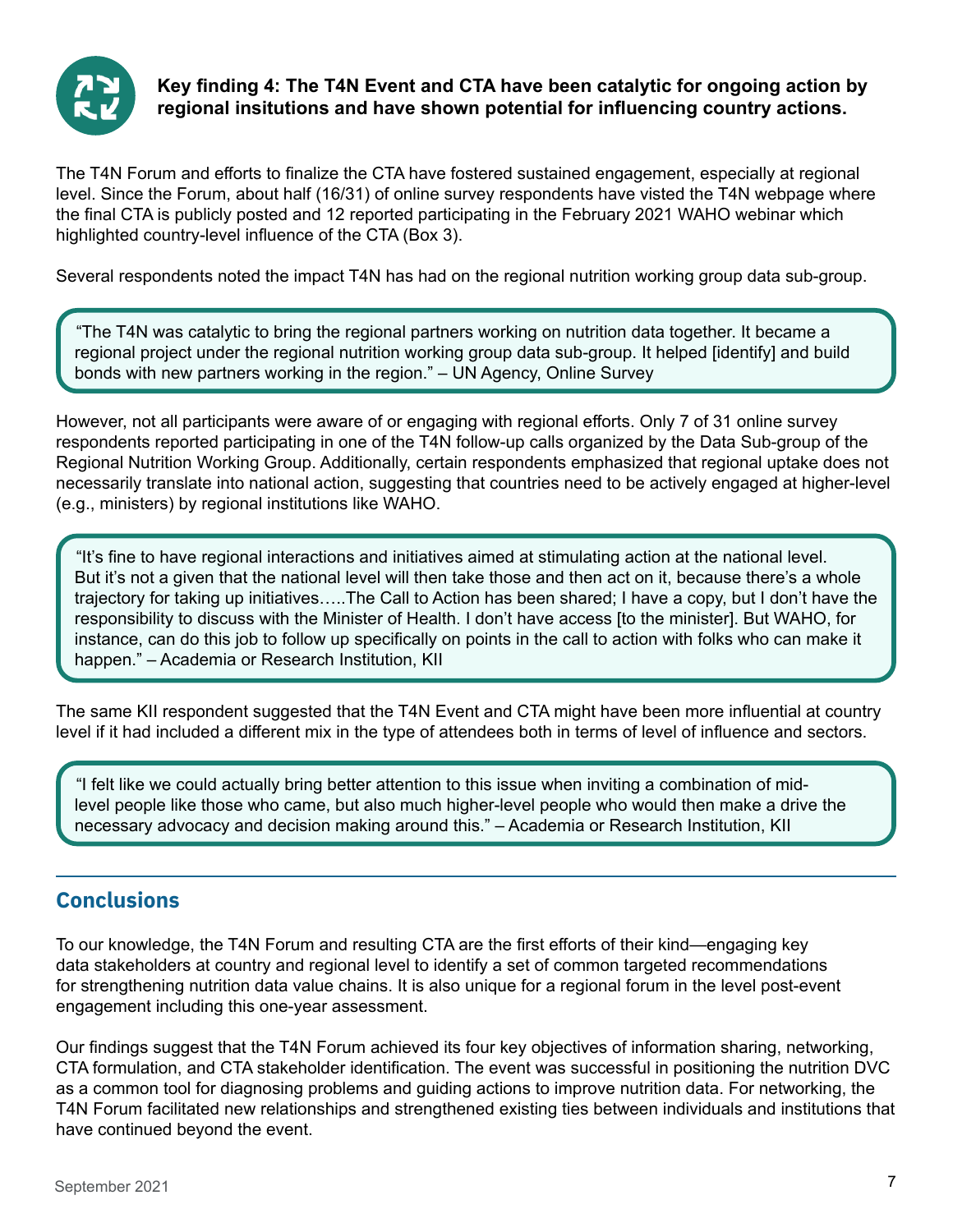### Key finding 4: The T4N Event and CTA have been catalytic for ongoing action by regional insitutions and have shown potential for influencing country actions.

The T4N Forum and efforts to finalize the CTA have fostered sustained engagement, especially at regional level. Since the Forum, about half (16/31) of online survey respondents have visted the T4N webpage where the final CTA is publicly posted and 12 reported participating in the February 2021 WAHO webinar which highlighted country-level influence of the CTA (Box 3).

Several respondents noted the impact T4N has had on the regional nutrition working group data sub-group.

> "The T4N was catalytic to bring the regional partners working on nutrition data together. It became a regional project under the regional nutrition working group data sub-group. It helped [identify] and build bonds with new partners working in the region." – UN Agency, Online Survey

However, not all participants were aware of or engaging with regional efforts. Only 7 of 31 online survey respondents reported participating in one of the T4N follow-up calls organized by the Data Sub-group of the Regional Nutrition Working Group. Additionally, certain respondents emphasized that regional uptake does not necessarily translate into national action, suggesting that countries need to be actively engaged at higher-level (e.g., ministers) by regional institutions like WAHO.

> "It's fine to have regional interactions and initiatives aimed at stimulating action at the national level. But it's not a given that the national level will then take those and then act on it, because there's a whole trajectory for taking up initiatives…..The Call to Action has been shared; I have a copy, but I don't have the responsibility to discuss with the Minister of Health. I don't have access [to the minister]. But WAHO, for instance, can do this job to follow up specifically on points in the call to action with folks who can make it happen." – Academia or Research Institution, KII

The same KII respondent suggested that the T4N Event and CTA might have been more influential at country level if it had included a different mix in the type of attendees both in terms of level of influence and sectors.

> "I felt like we could actually bring better attention to this issue when inviting a combination of mid-level people like those who came, but also much higher-level people who would then make a drive the necessary advocacy and decision making around this." – Academia or Research Institution, KII

## Conclusions

To our knowledge, the T4N Forum and resulting CTA are the first efforts of their kind—engaging key data stakeholders at country and regional level to identify a set of common targeted recommendations for strengthening nutrition data value chains. It is also unique for a regional forum in the level post-event engagement including this one-year assessment.

Our findings suggest that the T4N Forum achieved its four key objectives of information sharing, networking, CTA formulation, and CTA stakeholder identification. The event was successful in positioning the nutrition DVC as a common tool for diagnosing problems and guiding actions to improve nutrition data. For networking, the T4N Forum facilitated new relationships and strengthened existing ties between individuals and institutions that have continued beyond the event.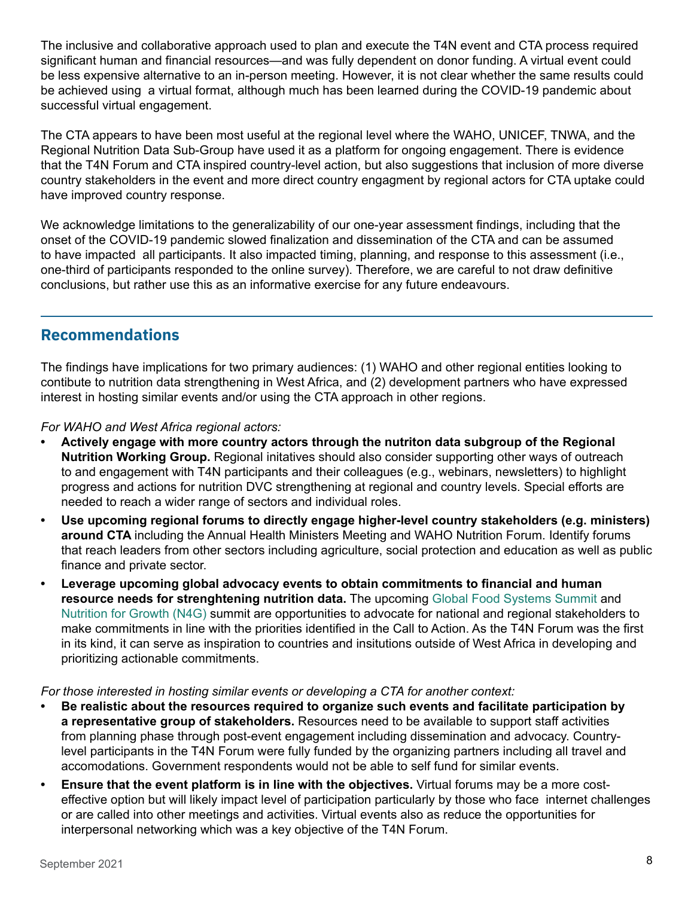The inclusive and collaborative approach used to plan and execute the T4N event and CTA process required significant human and financial resources—and was fully dependent on donor funding. A virtual event could be less expensive alternative to an in-person meeting. However, it is not clear whether the same results could be achieved using  a virtual format, although much has been learned during the COVID-19 pandemic about successful virtual engagement.

The CTA appears to have been most useful at the regional level where the WAHO, UNICEF, TNWA, and the Regional Nutrition Data Sub-Group have used it as a platform for ongoing engagement. There is evidence that the T4N Forum and CTA inspired country-level action, but also suggestions that inclusion of more diverse country stakeholders in the event and more direct country engagment by regional actors for CTA uptake could have improved country response.

We acknowledge limitations to the generalizability of our one-year assessment findings, including that the onset of the COVID-19 pandemic slowed finalization and dissemination of the CTA and can be assumed to have impacted  all participants. It also impacted timing, planning, and response to this assessment (i.e., one-third of participants responded to the online survey). Therefore, we are careful to not draw definitive conclusions, but rather use this as an informative exercise for any future endeavours.

## Recommendations

The findings have implications for two primary audiences: (1) WAHO and other regional entities looking to contibute to nutrition data strengthening in West Africa, and (2) development partners who have expressed interest in hosting similar events and/or using the CTA approach in other regions.

*For WAHO and West Africa regional actors:*

- **Actively engage with more country actors through the nutriton data subgroup of the Regional Nutrition Working Group.** Regional initatives should also consider supporting other ways of outreach to and engagement with T4N participants and their colleagues (e.g., webinars, newsletters) to highlight progress and actions for nutrition DVC strengthening at regional and country levels. Special efforts are needed to reach a wider range of sectors and individual roles.
- **Use upcoming regional forums to directly engage higher-level country stakeholders (e.g. ministers) around CTA** including the Annual Health Ministers Meeting and WAHO Nutrition Forum. Identify forums that reach leaders from other sectors including agriculture, social protection and education as well as public finance and private sector.
- **Leverage upcoming global advocacy events to obtain commitments to financial and human resource needs for strenghtening nutrition data.** The upcoming Global Food Systems Summit and Nutrition for Growth (N4G) summit are opportunities to advocate for national and regional stakeholders to make commitments in line with the priorities identified in the Call to Action. As the T4N Forum was the first in its kind, it can serve as inspiration to countries and insitutions outside of West Africa in developing and prioritizing actionable commitments.

*For those interested in hosting similar events or developing a CTA for another context:*

- **Be realistic about the resources required to organize such events and facilitate participation by a representative group of stakeholders.** Resources need to be available to support staff activities from planning phase through post-event engagement including dissemination and advocacy. Country-level participants in the T4N Forum were fully funded by the organizing partners including all travel and accomodations. Government respondents would not be able to self fund for similar events.
- **Ensure that the event platform is in line with the objectives.** Virtual forums may be a more cost-effective option but will likely impact level of participation particularly by those who face  internet challenges or are called into other meetings and activities. Virtual events also as reduce the opportunities for interpersonal networking which was a key objective of the T4N Forum.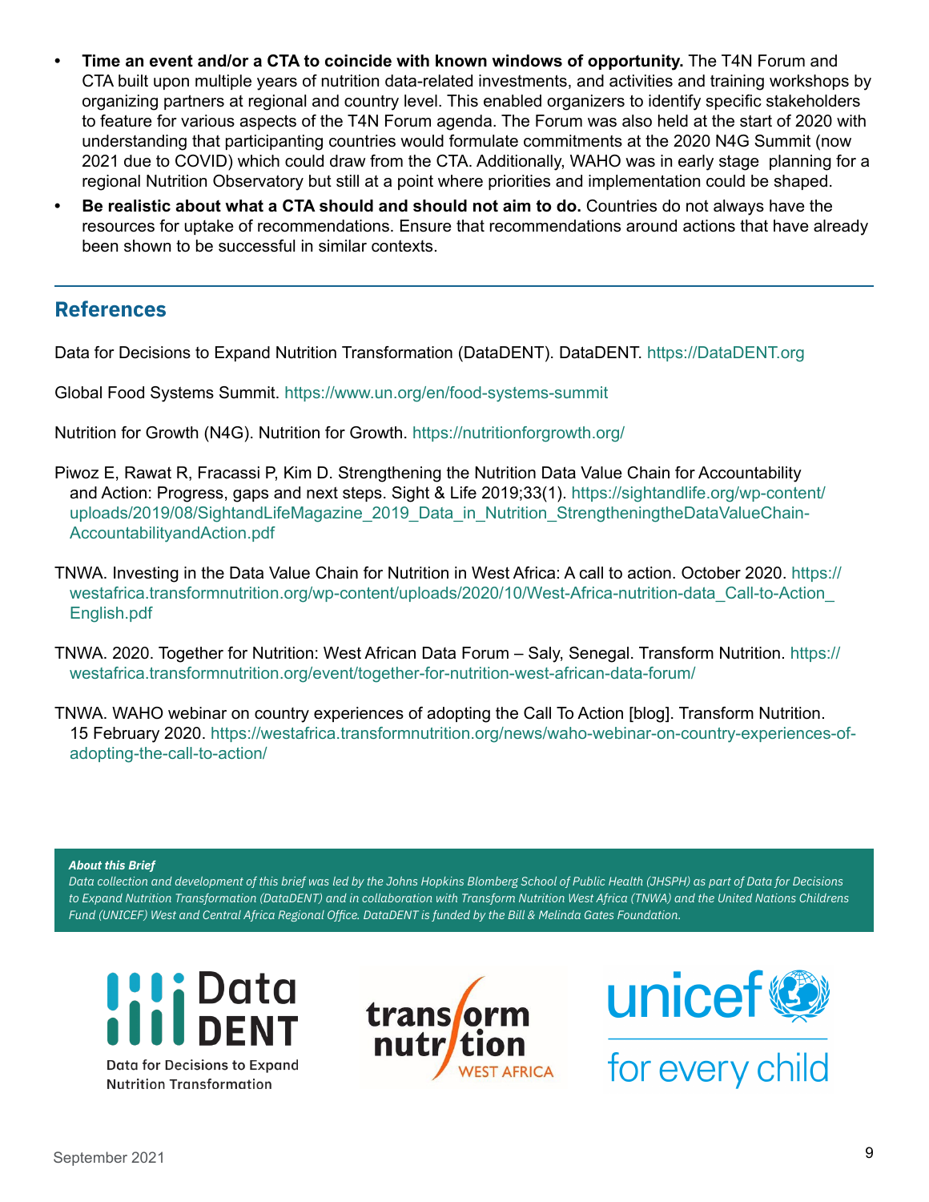- **Time an event and/or a CTA to coincide with known windows of opportunity.** The T4N Forum and CTA built upon multiple years of nutrition data-related investments, and activities and training workshops by organizing partners at regional and country level. This enabled organizers to identify specific stakeholders to feature for various aspects of the T4N Forum agenda. The Forum was also held at the start of 2020 with understanding that participanting countries would formulate commitments at the 2020 N4G Summit (now 2021 due to COVID) which could draw from the CTA. Additionally, WAHO was in early stage planning for a regional Nutrition Observatory but still at a point where priorities and implementation could be shaped.
- **Be realistic about what a CTA should and should not aim to do.** Countries do not always have the resources for uptake of recommendations. Ensure that recommendations around actions that have already been shown to be successful in similar contexts.

## References

Data for Decisions to Expand Nutrition Transformation (DataDENT). DataDENT. https://DataDENT.org

Global Food Systems Summit. https://www.un.org/en/food-systems-summit

Nutrition for Growth (N4G). Nutrition for Growth. https://nutritionforgrowth.org/

Piwoz E, Rawat R, Fracassi P, Kim D. Strengthening the Nutrition Data Value Chain for Accountability and Action: Progress, gaps and next steps. Sight & Life 2019;33(1). https://sightandlife.org/wp-content/uploads/2019/08/SightandLifeMagazine_2019_Data_in_Nutrition_StrengtheningtheDataValueChain-AccountabilityandAction.pdf

TNWA. Investing in the Data Value Chain for Nutrition in West Africa: A call to action. October 2020. https://westafrica.transformnutrition.org/wp-content/uploads/2020/10/West-Africa-nutrition-data_Call-to-Action_English.pdf

TNWA. 2020. Together for Nutrition: West African Data Forum – Saly, Senegal. Transform Nutrition. https://westafrica.transformnutrition.org/event/together-for-nutrition-west-african-data-forum/

TNWA. WAHO webinar on country experiences of adopting the Call To Action [blog]. Transform Nutrition. 15 February 2020. https://westafrica.transformnutrition.org/news/waho-webinar-on-country-experiences-of-adopting-the-call-to-action/

***About this Brief***
*Data collection and development of this brief was led by the Johns Hopkins Blomberg School of Public Health (JHSPH) as part of Data for Decisions to Expand Nutrition Transformation (DataDENT) and in collaboration with Transform Nutrition West Africa (TNWA) and the United Nations Childrens Fund (UNICEF) West and Central Africa Regional Office. DataDENT is funded by the Bill & Melinda Gates Foundation.*

Data DENT
Data for Decisions to Expand Nutrition Transformation

transform nutrition WEST AFRICA

unicef for every child

September 2021